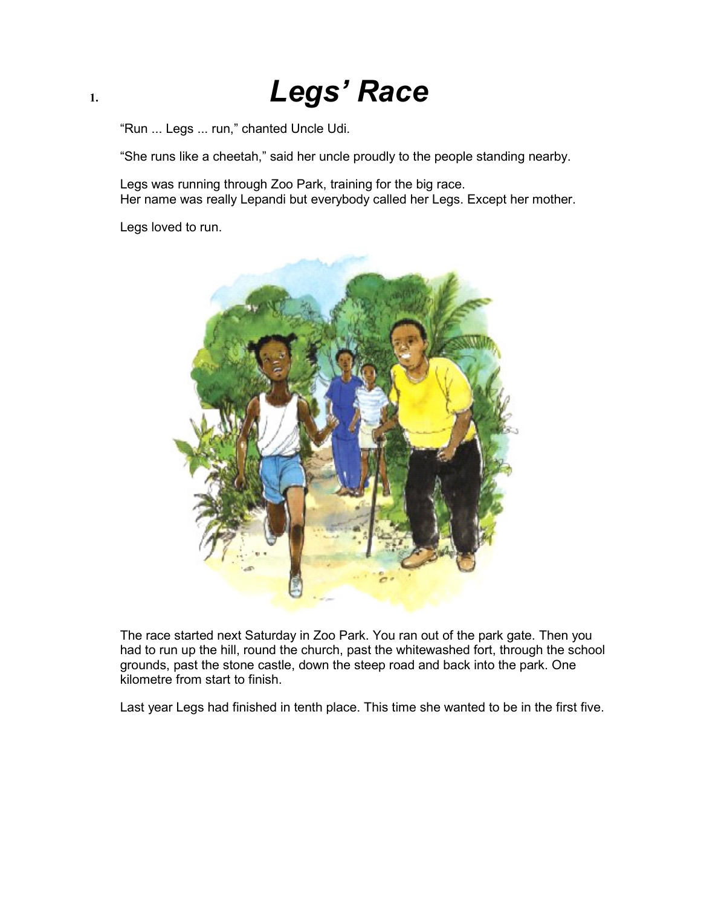1\.

# *Legs' Race*

"Run ... Legs ... run," chanted Uncle Udi.

"She runs like a cheetah," said her uncle proudly to the people standing nearby.

Legs was running through Zoo Park, training for the big race.
Her name was really Lepandi but everybody called her Legs. Except her mother.

Legs loved to run.

The race started next Saturday in Zoo Park. You ran out of the park gate. Then you had to run up the hill, round the church, past the whitewashed fort, through the school grounds, past the stone castle, down the steep road and back into the park. One kilometre from start to finish.

Last year Legs had finished in tenth place. This time she wanted to be in the first five.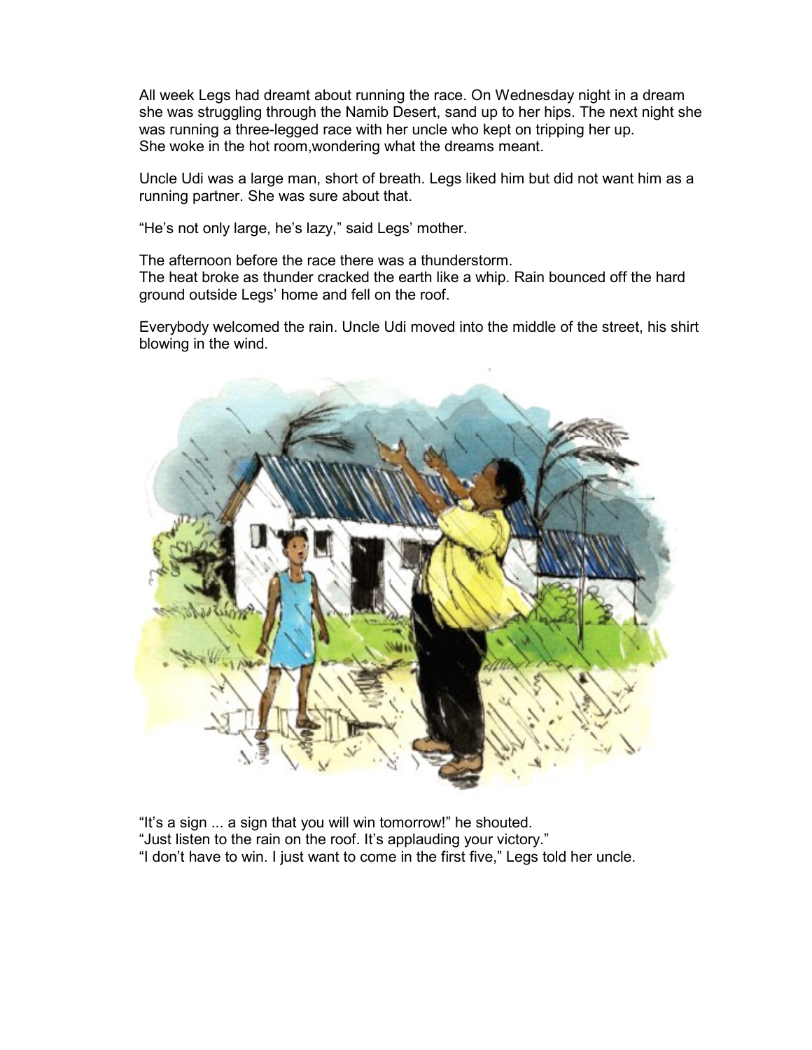All week Legs had dreamt about running the race. On Wednesday night in a dream she was struggling through the Namib Desert, sand up to her hips. The next night she was running a three-legged race with her uncle who kept on tripping her up. She woke in the hot room,wondering what the dreams meant.

Uncle Udi was a large man, short of breath. Legs liked him but did not want him as a running partner. She was sure about that.

"He's not only large, he's lazy," said Legs' mother.

The afternoon before the race there was a thunderstorm.
The heat broke as thunder cracked the earth like a whip. Rain bounced off the hard ground outside Legs' home and fell on the roof.

Everybody welcomed the rain. Uncle Udi moved into the middle of the street, his shirt blowing in the wind.

"It's a sign ... a sign that you will win tomorrow!" he shouted.
"Just listen to the rain on the roof. It's applauding your victory."
"I don't have to win. I just want to come in the first five," Legs told her uncle.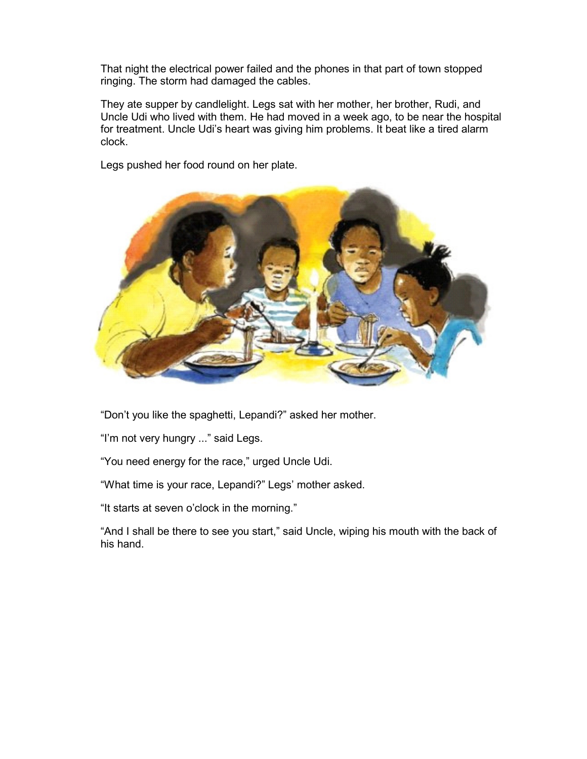That night the electrical power failed and the phones in that part of town stopped ringing. The storm had damaged the cables.

They ate supper by candlelight. Legs sat with her mother, her brother, Rudi, and Uncle Udi who lived with them. He had moved in a week ago, to be near the hospital for treatment. Uncle Udi's heart was giving him problems. It beat like a tired alarm clock.

Legs pushed her food round on her plate.

"Don't you like the spaghetti, Lepandi?" asked her mother.

"I'm not very hungry ..." said Legs.

"You need energy for the race," urged Uncle Udi.

"What time is your race, Lepandi?" Legs' mother asked.

"It starts at seven o'clock in the morning."

"And I shall be there to see you start," said Uncle, wiping his mouth with the back of his hand.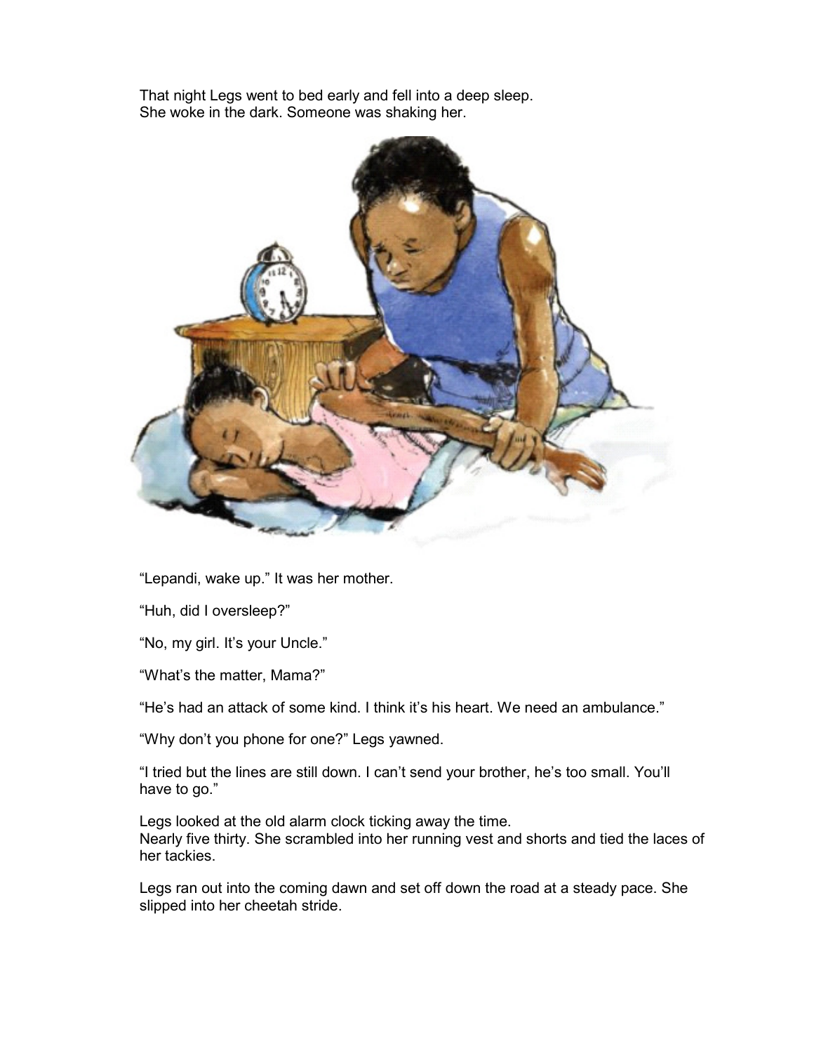That night Legs went to bed early and fell into a deep sleep.
She woke in the dark. Someone was shaking her.

“Lepandi, wake up.” It was her mother.

“Huh, did I oversleep?”

“No, my girl. It’s your Uncle.”

“What’s the matter, Mama?”

“He’s had an attack of some kind. I think it’s his heart. We need an ambulance.”

“Why don’t you phone for one?” Legs yawned.

“I tried but the lines are still down. I can’t send your brother, he’s too small. You’ll have to go.”

Legs looked at the old alarm clock ticking away the time.
Nearly five thirty. She scrambled into her running vest and shorts and tied the laces of her tackies.

Legs ran out into the coming dawn and set off down the road at a steady pace. She slipped into her cheetah stride.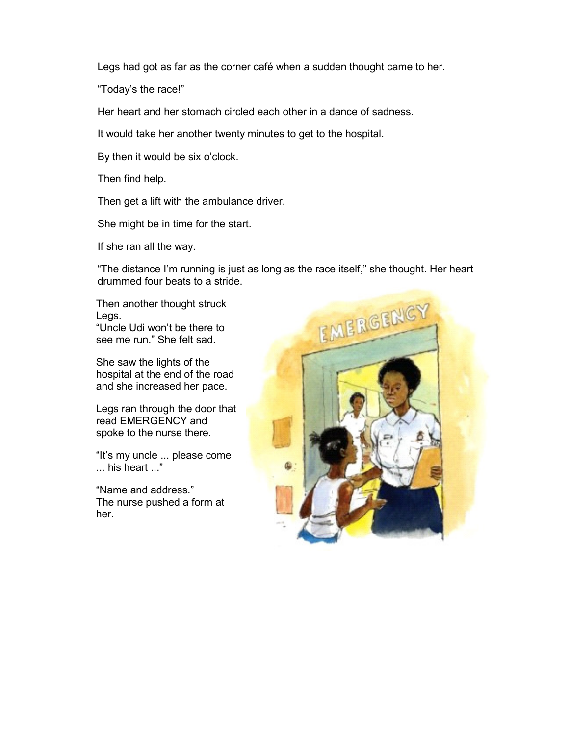Legs had got as far as the corner café when a sudden thought came to her.

"Today's the race!"

Her heart and her stomach circled each other in a dance of sadness.

It would take her another twenty minutes to get to the hospital.

By then it would be six o'clock.

Then find help.

Then get a lift with the ambulance driver.

She might be in time for the start.

If she ran all the way.

"The distance I'm running is just as long as the race itself," she thought. Her heart drummed four beats to a stride.

Then another thought struck Legs.
"Uncle Udi won't be there to see me run." She felt sad.

She saw the lights of the hospital at the end of the road and she increased her pace.

Legs ran through the door that read EMERGENCY and spoke to the nurse there.

"It's my uncle ... please come ... his heart ..."

"Name and address."
The nurse pushed a form at her.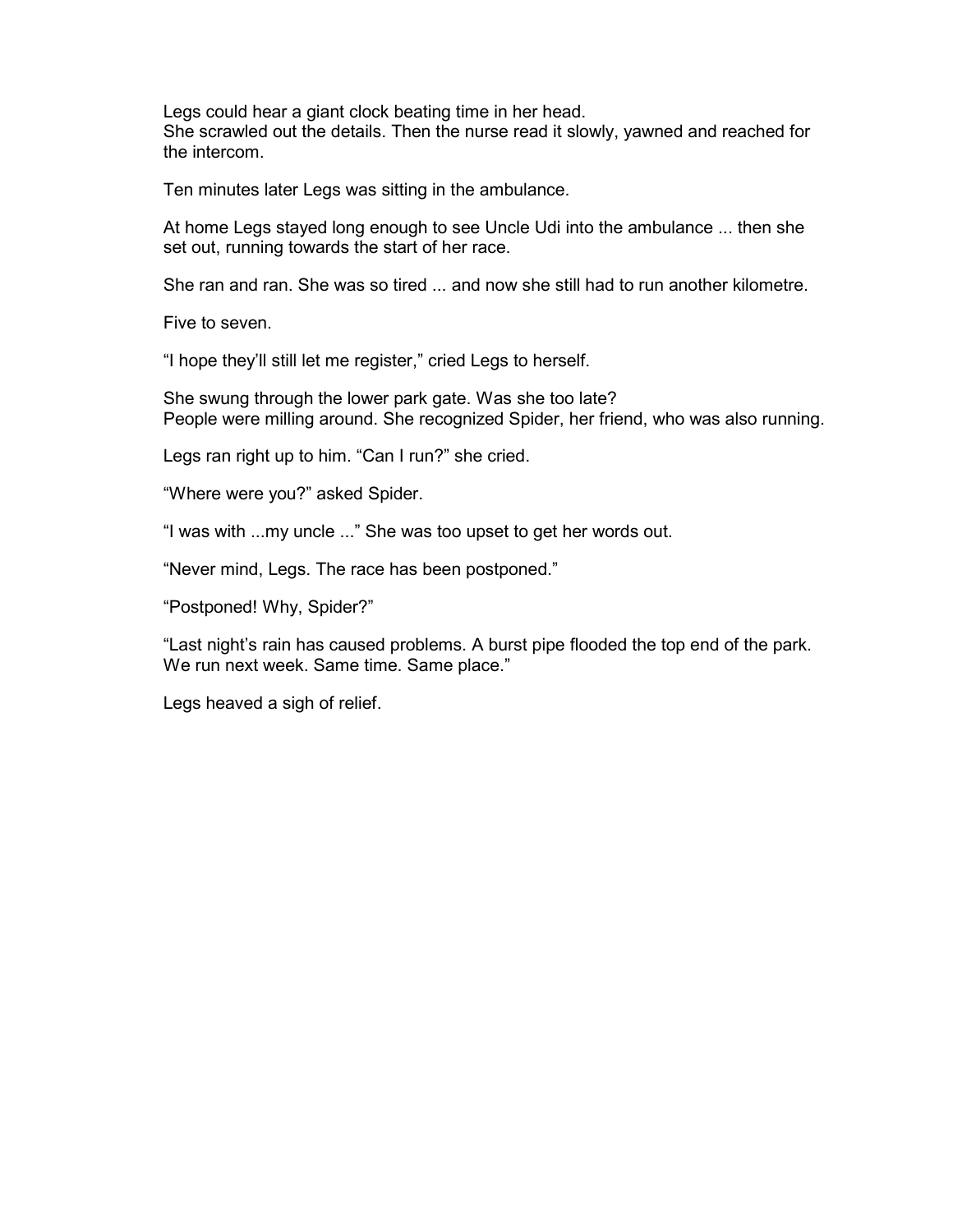Legs could hear a giant clock beating time in her head.
She scrawled out the details. Then the nurse read it slowly, yawned and reached for the intercom.

Ten minutes later Legs was sitting in the ambulance.

At home Legs stayed long enough to see Uncle Udi into the ambulance ... then she set out, running towards the start of her race.

She ran and ran. She was so tired ... and now she still had to run another kilometre.

Five to seven.

“I hope they’ll still let me register,” cried Legs to herself.

She swung through the lower park gate. Was she too late?
People were milling around. She recognized Spider, her friend, who was also running.

Legs ran right up to him. “Can I run?” she cried.

“Where were you?” asked Spider.

“I was with ...my uncle ...” She was too upset to get her words out.

“Never mind, Legs. The race has been postponed.”

“Postponed! Why, Spider?”

“Last night’s rain has caused problems. A burst pipe flooded the top end of the park. We run next week. Same time. Same place.”

Legs heaved a sigh of relief.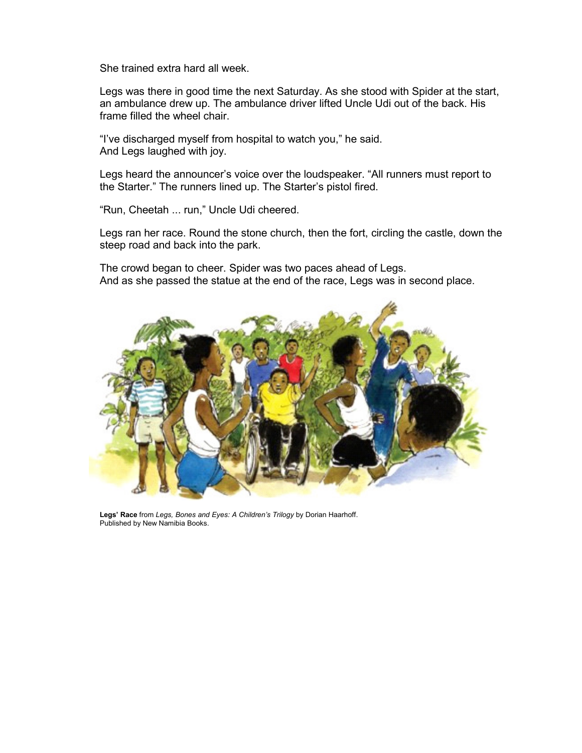She trained extra hard all week.

Legs was there in good time the next Saturday. As she stood with Spider at the start, an ambulance drew up. The ambulance driver lifted Uncle Udi out of the back. His frame filled the wheel chair.

“I’ve discharged myself from hospital to watch you,” he said.
And Legs laughed with joy.

Legs heard the announcer’s voice over the loudspeaker. “All runners must report to the Starter.” The runners lined up. The Starter’s pistol fired.

“Run, Cheetah ... run,” Uncle Udi cheered.

Legs ran her race. Round the stone church, then the fort, circling the castle, down the steep road and back into the park.

The crowd began to cheer. Spider was two paces ahead of Legs.
And as she passed the statue at the end of the race, Legs was in second place.

**Legs’ Race** from *Legs, Bones and Eyes: A Children’s Trilogy* by Dorian Haarhoff.
Published by New Namibia Books.